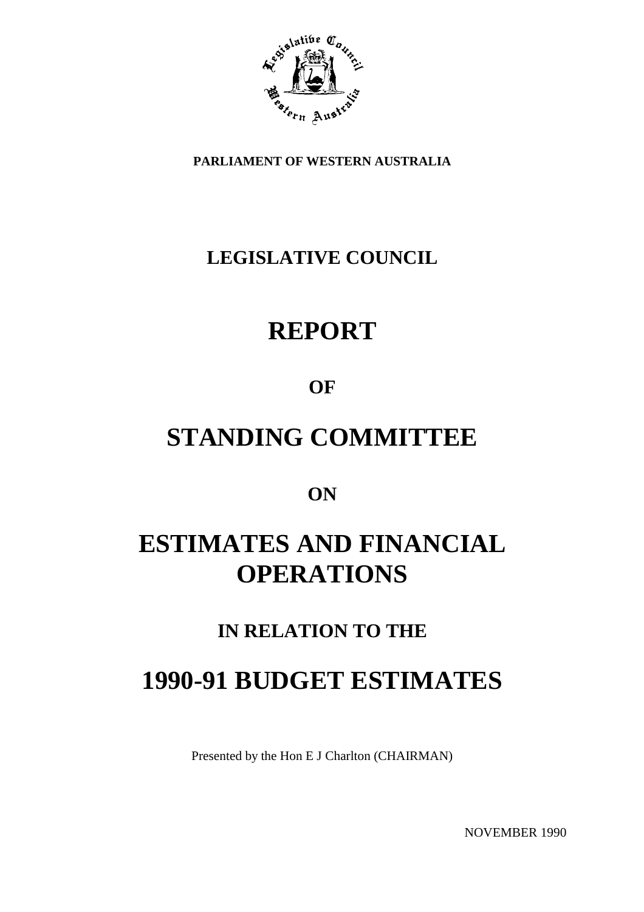**PARLIAMENT OF WESTERN AUSTRALIA**

## LEGISLATIVE COUNCIL

# REPORT

## OF

# STANDING COMMITTEE

## ON

# ESTIMATES AND FINANCIAL OPERATIONS

## IN RELATION TO THE

# 1990-91 BUDGET ESTIMATES

Presented by the Hon E J Charlton (CHAIRMAN)

NOVEMBER 1990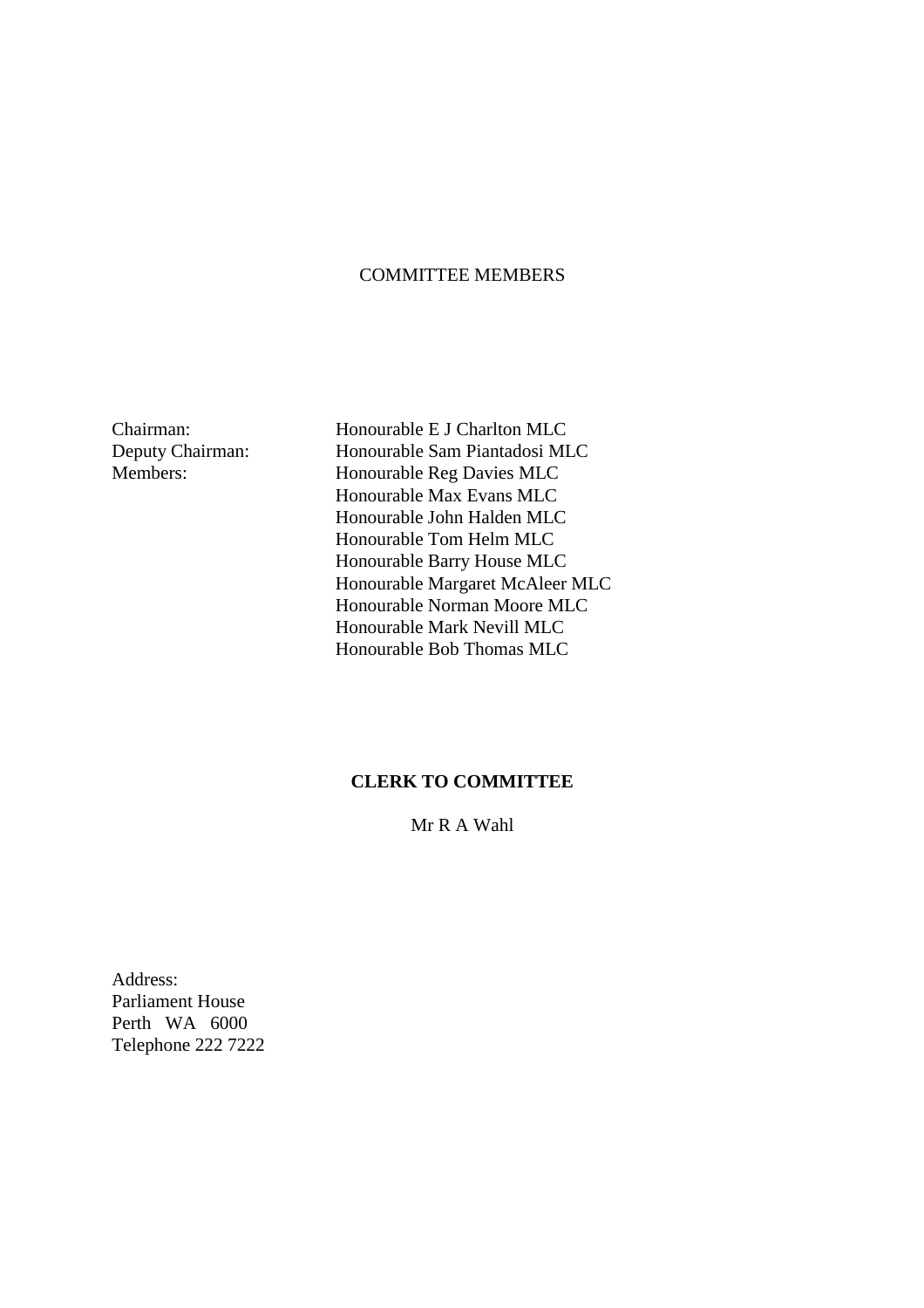COMMITTEE MEMBERS

| | |
|---|---|
| Chairman: | Honourable E J Charlton MLC |
| Deputy Chairman: | Honourable Sam Piantadosi MLC |
| Members: | Honourable Reg Davies MLC |
| | Honourable Max Evans MLC |
| | Honourable John Halden MLC |
| | Honourable Tom Helm MLC |
| | Honourable Barry House MLC |
| | Honourable Margaret McAleer MLC |
| | Honourable Norman Moore MLC |
| | Honourable Mark Nevill MLC |
| | Honourable Bob Thomas MLC |

**CLERK TO COMMITTEE**

Mr R A Wahl

Address:
Parliament House
Perth WA 6000
Telephone 222 7222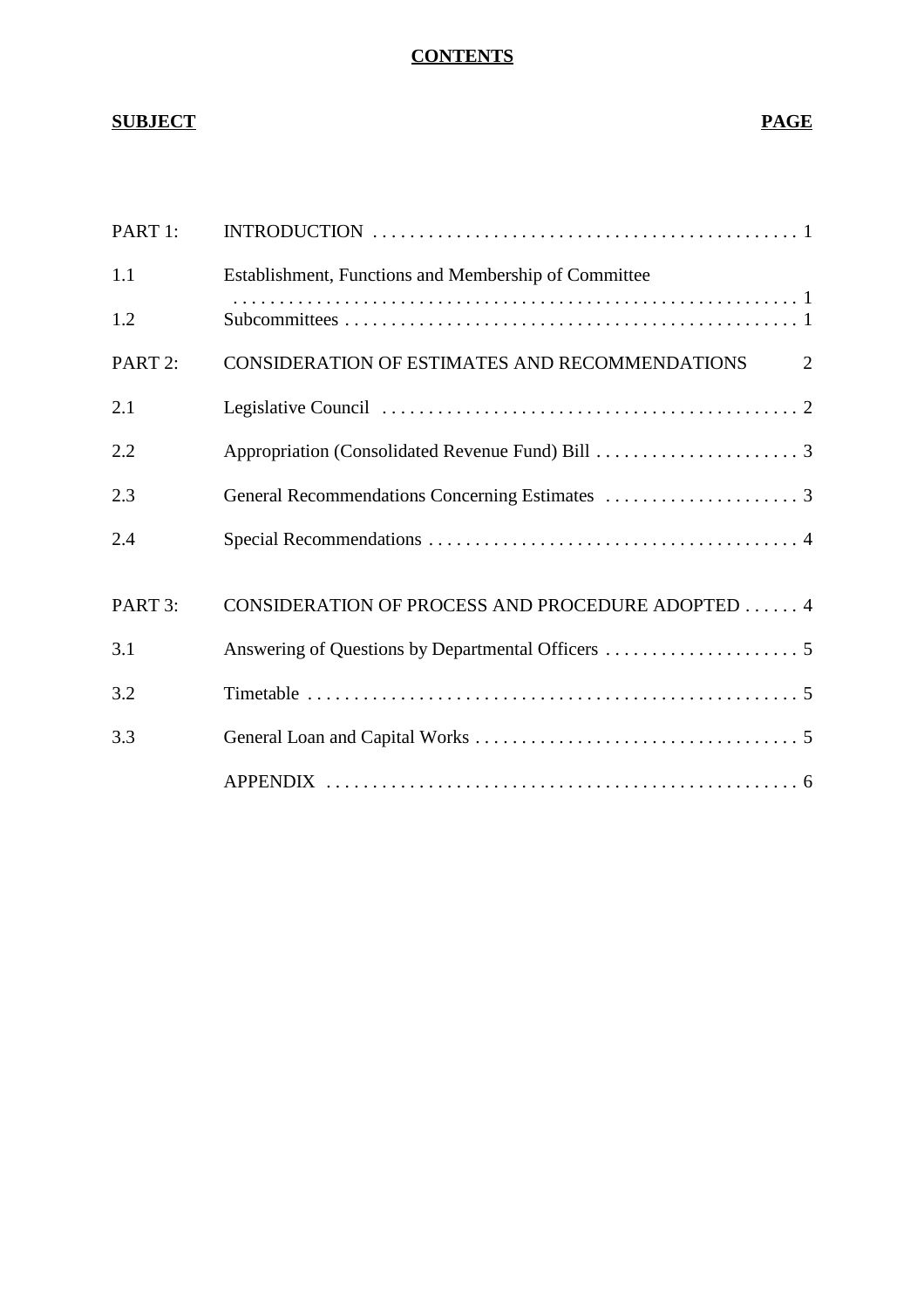**CONTENTS**

| **SUBJECT** | | **PAGE** |
|---|---|---|
| PART 1: | INTRODUCTION | 1 |
| 1.1 | Establishment, Functions and Membership of Committee | 1 |
| 1.2 | Subcommittees | 1 |
| PART 2: | CONSIDERATION OF ESTIMATES AND RECOMMENDATIONS | 2 |
| 2.1 | Legislative Council | 2 |
| 2.2 | Appropriation (Consolidated Revenue Fund) Bill | 3 |
| 2.3 | General Recommendations Concerning Estimates | 3 |
| 2.4 | Special Recommendations | 4 |
| PART 3: | CONSIDERATION OF PROCESS AND PROCEDURE ADOPTED | 4 |
| 3.1 | Answering of Questions by Departmental Officers | 5 |
| 3.2 | Timetable | 5 |
| 3.3 | General Loan and Capital Works | 5 |
| | APPENDIX | 6 |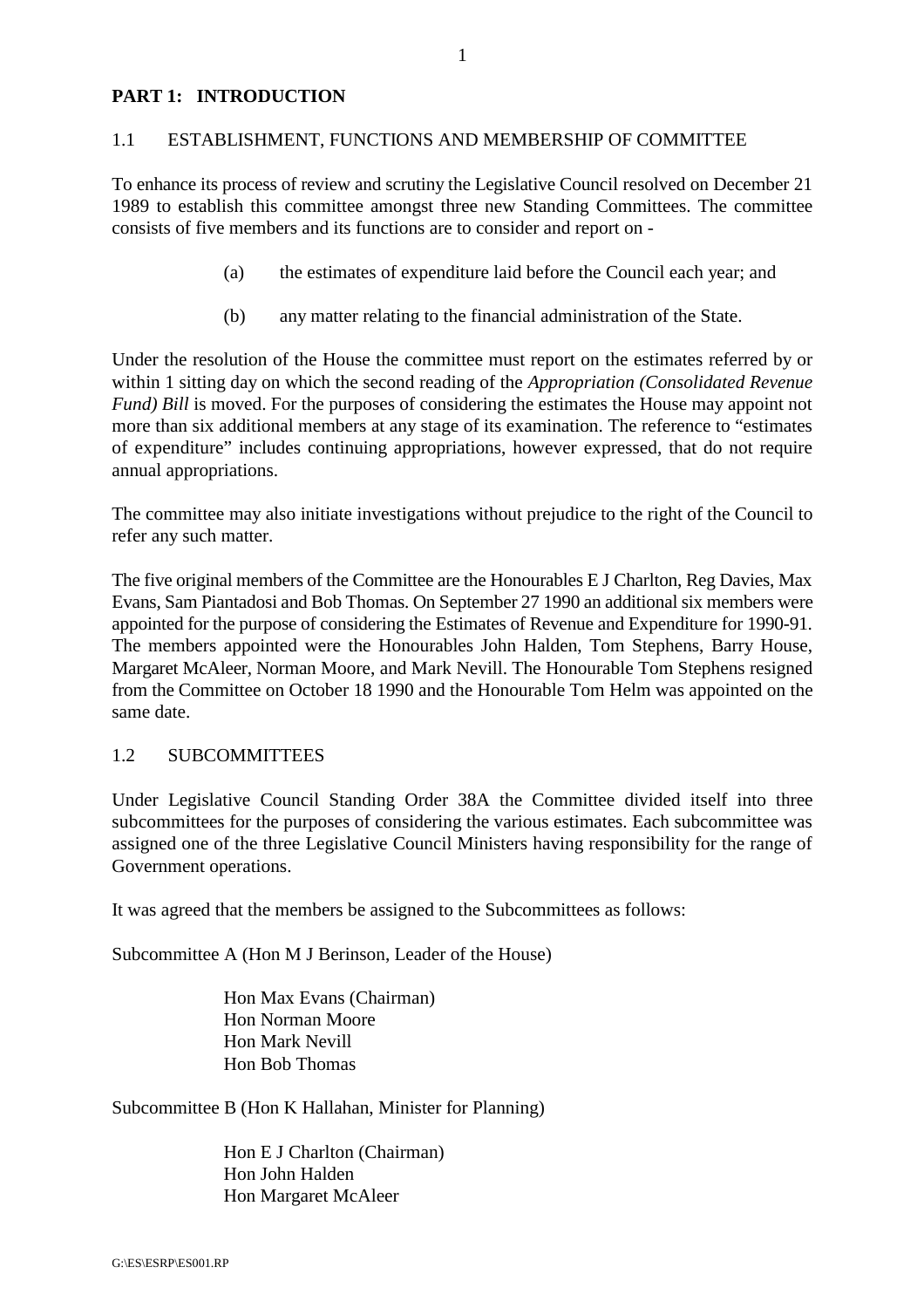## PART 1: INTRODUCTION

### 1.1 ESTABLISHMENT, FUNCTIONS AND MEMBERSHIP OF COMMITTEE

To enhance its process of review and scrutiny the Legislative Council resolved on December 21 1989 to establish this committee amongst three new Standing Committees. The committee consists of five members and its functions are to consider and report on -

(a) the estimates of expenditure laid before the Council each year; and

(b) any matter relating to the financial administration of the State.

Under the resolution of the House the committee must report on the estimates referred by or within 1 sitting day on which the second reading of the *Appropriation (Consolidated Revenue Fund) Bill* is moved. For the purposes of considering the estimates the House may appoint not more than six additional members at any stage of its examination. The reference to "estimates of expenditure" includes continuing appropriations, however expressed, that do not require annual appropriations.

The committee may also initiate investigations without prejudice to the right of the Council to refer any such matter.

The five original members of the Committee are the Honourables E J Charlton, Reg Davies, Max Evans, Sam Piantadosi and Bob Thomas. On September 27 1990 an additional six members were appointed for the purpose of considering the Estimates of Revenue and Expenditure for 1990-91. The members appointed were the Honourables John Halden, Tom Stephens, Barry House, Margaret McAleer, Norman Moore, and Mark Nevill. The Honourable Tom Stephens resigned from the Committee on October 18 1990 and the Honourable Tom Helm was appointed on the same date.

### 1.2 SUBCOMMITTEES

Under Legislative Council Standing Order 38A the Committee divided itself into three subcommittees for the purposes of considering the various estimates. Each subcommittee was assigned one of the three Legislative Council Ministers having responsibility for the range of Government operations.

It was agreed that the members be assigned to the Subcommittees as follows:

Subcommittee A (Hon M J Berinson, Leader of the House)

Hon Max Evans (Chairman)
Hon Norman Moore
Hon Mark Nevill
Hon Bob Thomas

Subcommittee B (Hon K Hallahan, Minister for Planning)

Hon E J Charlton (Chairman)
Hon John Halden
Hon Margaret McAleer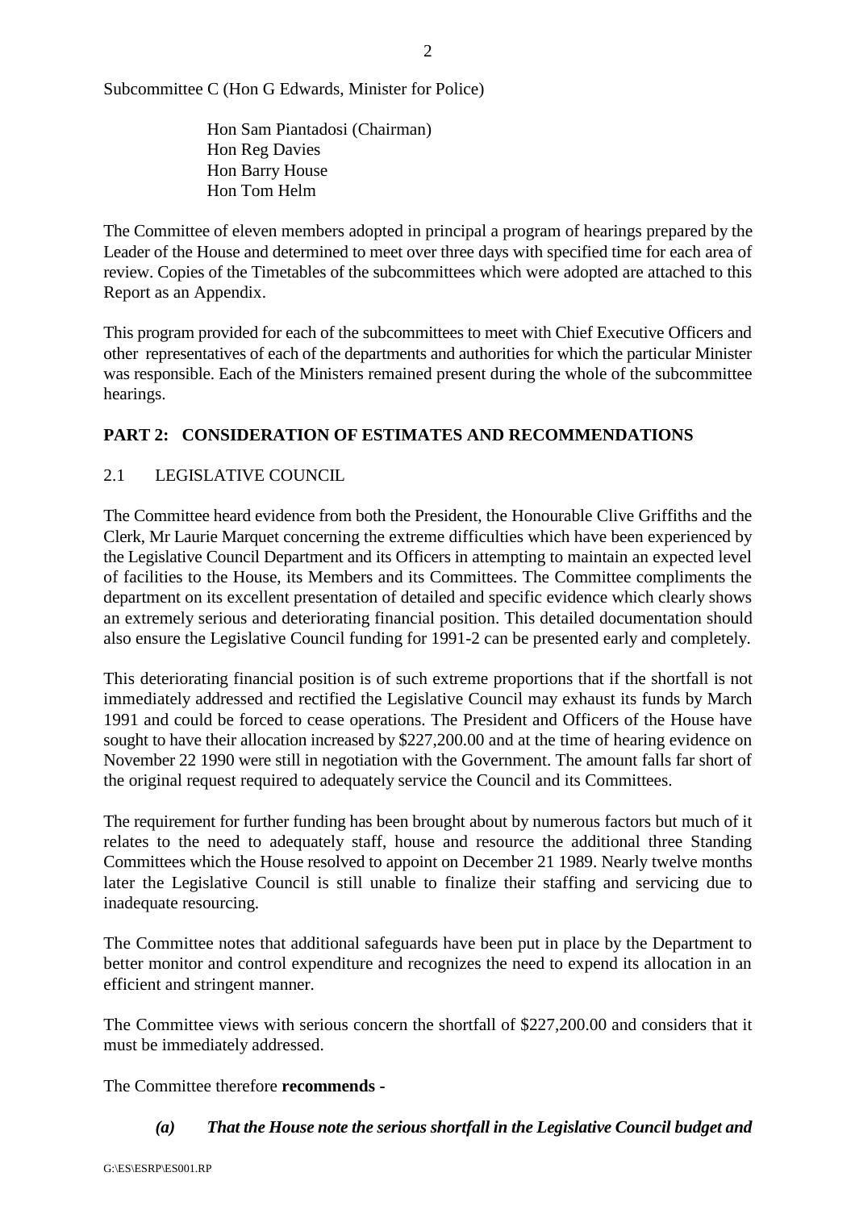Subcommittee C (Hon G Edwards, Minister for Police)

Hon Sam Piantadosi (Chairman)
Hon Reg Davies
Hon Barry House
Hon Tom Helm

The Committee of eleven members adopted in principal a program of hearings prepared by the Leader of the House and determined to meet over three days with specified time for each area of review. Copies of the Timetables of the subcommittees which were adopted are attached to this Report as an Appendix.

This program provided for each of the subcommittees to meet with Chief Executive Officers and other representatives of each of the departments and authorities for which the particular Minister was responsible. Each of the Ministers remained present during the whole of the subcommittee hearings.

## PART 2: CONSIDERATION OF ESTIMATES AND RECOMMENDATIONS

### 2.1 LEGISLATIVE COUNCIL

The Committee heard evidence from both the President, the Honourable Clive Griffiths and the Clerk, Mr Laurie Marquet concerning the extreme difficulties which have been experienced by the Legislative Council Department and its Officers in attempting to maintain an expected level of facilities to the House, its Members and its Committees. The Committee compliments the department on its excellent presentation of detailed and specific evidence which clearly shows an extremely serious and deteriorating financial position. This detailed documentation should also ensure the Legislative Council funding for 1991-2 can be presented early and completely.

This deteriorating financial position is of such extreme proportions that if the shortfall is not immediately addressed and rectified the Legislative Council may exhaust its funds by March 1991 and could be forced to cease operations. The President and Officers of the House have sought to have their allocation increased by $227,200.00 and at the time of hearing evidence on November 22 1990 were still in negotiation with the Government. The amount falls far short of the original request required to adequately service the Council and its Committees.

The requirement for further funding has been brought about by numerous factors but much of it relates to the need to adequately staff, house and resource the additional three Standing Committees which the House resolved to appoint on December 21 1989. Nearly twelve months later the Legislative Council is still unable to finalize their staffing and servicing due to inadequate resourcing.

The Committee notes that additional safeguards have been put in place by the Department to better monitor and control expenditure and recognizes the need to expend its allocation in an efficient and stringent manner.

The Committee views with serious concern the shortfall of $227,200.00 and considers that it must be immediately addressed.

The Committee therefore **recommends** -

***(a) That the House note the serious shortfall in the Legislative Council budget and***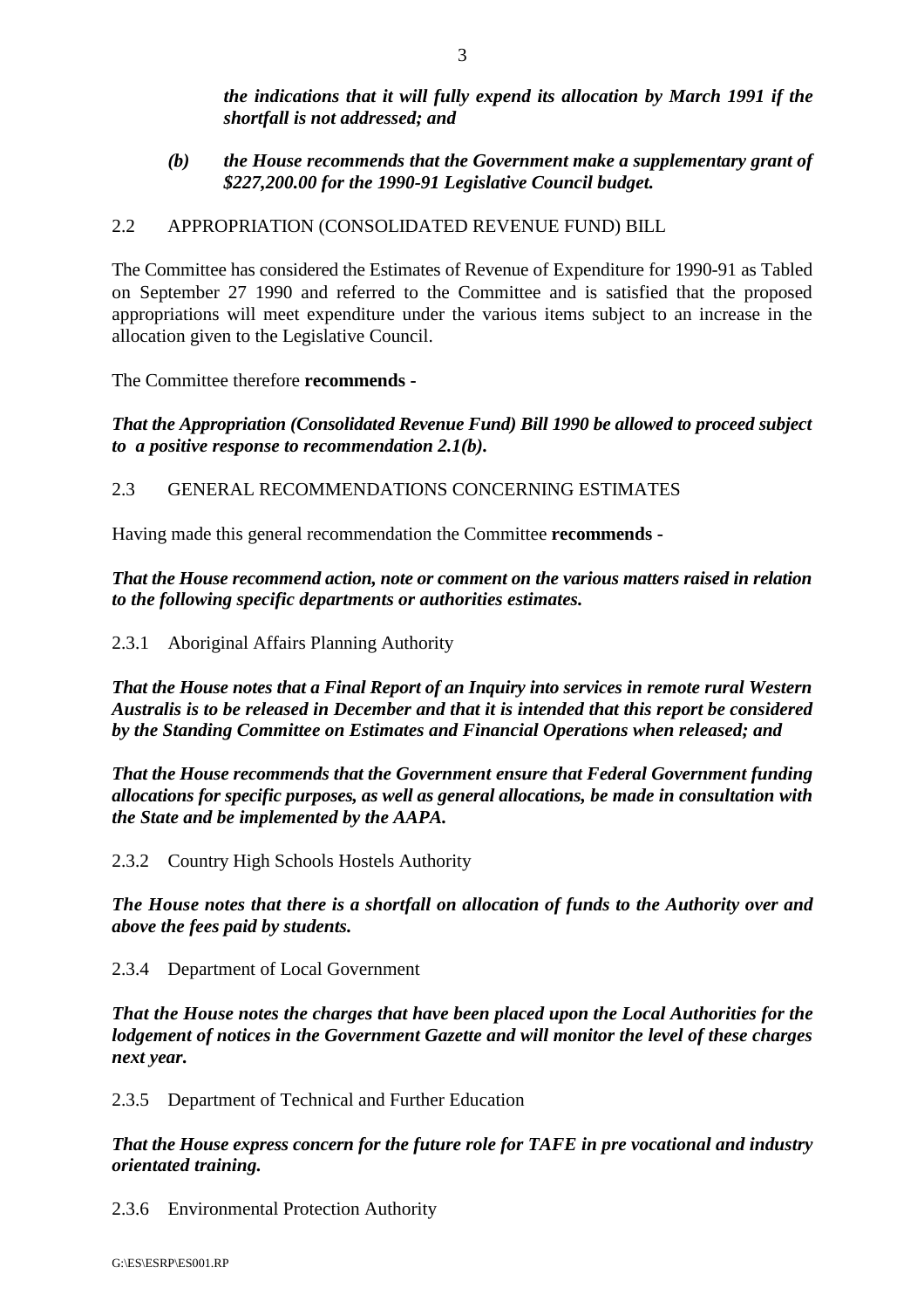***the indications that it will fully expend its allocation by March 1991 if the shortfall is not addressed; and***

***(b) the House recommends that the Government make a supplementary grant of $227,200.00 for the 1990-91 Legislative Council budget.***

## 2.2 APPROPRIATION (CONSOLIDATED REVENUE FUND) BILL

The Committee has considered the Estimates of Revenue of Expenditure for 1990-91 as Tabled on September 27 1990 and referred to the Committee and is satisfied that the proposed appropriations will meet expenditure under the various items subject to an increase in the allocation given to the Legislative Council.

The Committee therefore **recommends** -

***That the Appropriation (Consolidated Revenue Fund) Bill 1990 be allowed to proceed subject to a positive response to recommendation 2.1(b).***

## 2.3 GENERAL RECOMMENDATIONS CONCERNING ESTIMATES

Having made this general recommendation the Committee **recommends** -

***That the House recommend action, note or comment on the various matters raised in relation to the following specific departments or authorities estimates.***

### 2.3.1 Aboriginal Affairs Planning Authority

***That the House notes that a Final Report of an Inquiry into services in remote rural Western Australia is to be released in December and that it is intended that this report be considered by the Standing Committee on Estimates and Financial Operations when released; and***

***That the House recommends that the Government ensure that Federal Government funding allocations for specific purposes, as well as general allocations, be made in consultation with the State and be implemented by the AAPA.***

### 2.3.2 Country High Schools Hostels Authority

***The House notes that there is a shortfall on allocation of funds to the Authority over and above the fees paid by students.***

### 2.3.4 Department of Local Government

***That the House notes the charges that have been placed upon the Local Authorities for the lodgement of notices in the Government Gazette and will monitor the level of these charges next year.***

### 2.3.5 Department of Technical and Further Education

***That the House express concern for the future role for TAFE in pre vocational and industry orientated training.***

### 2.3.6 Environmental Protection Authority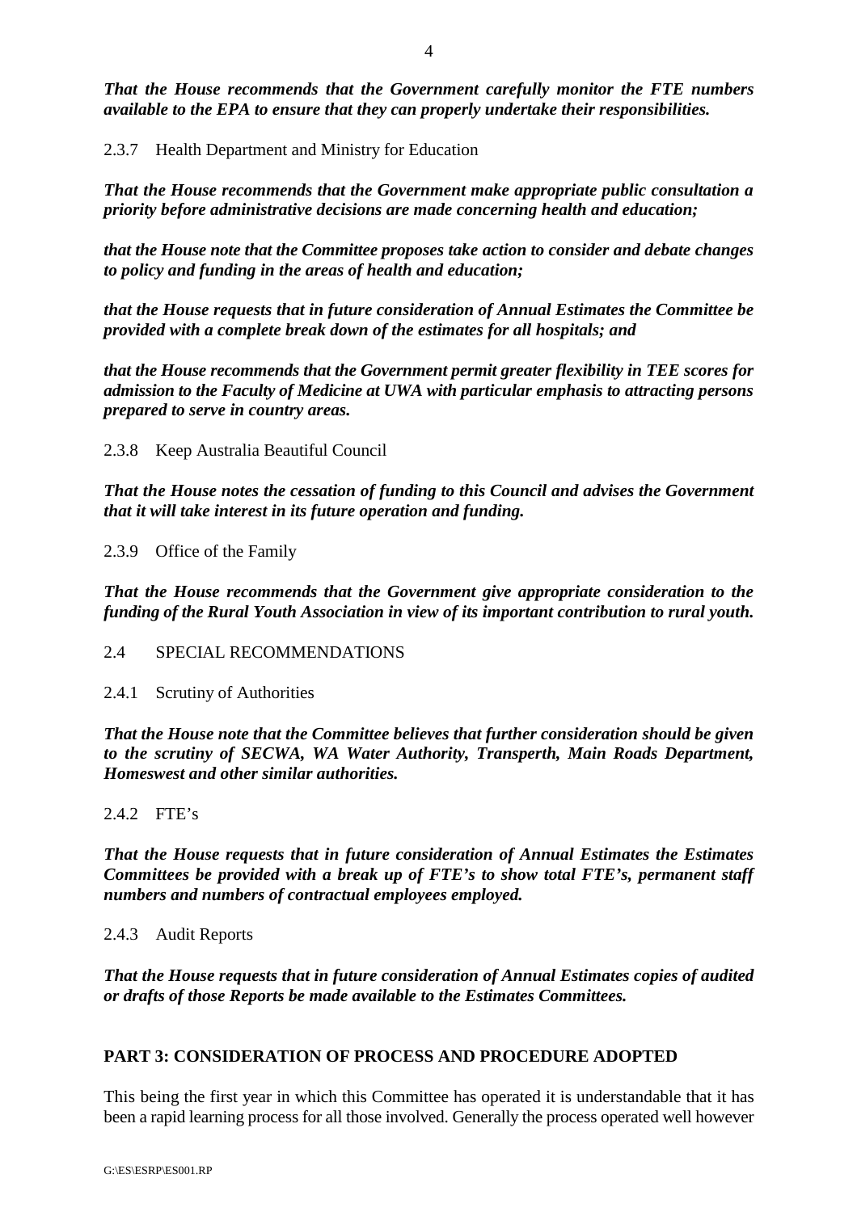***That the House recommends that the Government carefully monitor the FTE numbers available to the EPA to ensure that they can properly undertake their responsibilities.***

2.3.7 Health Department and Ministry for Education

***That the House recommends that the Government make appropriate public consultation a priority before administrative decisions are made concerning health and education;***

***that the House note that the Committee proposes take action to consider and debate changes to policy and funding in the areas of health and education;***

***that the House requests that in future consideration of Annual Estimates the Committee be provided with a complete break down of the estimates for all hospitals; and***

***that the House recommends that the Government permit greater flexibility in TEE scores for admission to the Faculty of Medicine at UWA with particular emphasis to attracting persons prepared to serve in country areas.***

2.3.8 Keep Australia Beautiful Council

***That the House notes the cessation of funding to this Council and advises the Government that it will take interest in its future operation and funding.***

2.3.9 Office of the Family

***That the House recommends that the Government give appropriate consideration to the funding of the Rural Youth Association in view of its important contribution to rural youth.***

2.4 SPECIAL RECOMMENDATIONS

2.4.1 Scrutiny of Authorities

***That the House note that the Committee believes that further consideration should be given to the scrutiny of SECWA, WA Water Authority, Transperth, Main Roads Department, Homeswest and other similar authorities.***

2.4.2 FTE's

***That the House requests that in future consideration of Annual Estimates the Estimates Committees be provided with a break up of FTE's to show total FTE's, permanent staff numbers and numbers of contractual employees employed.***

2.4.3 Audit Reports

***That the House requests that in future consideration of Annual Estimates copies of audited or drafts of those Reports be made available to the Estimates Committees.***

## PART 3: CONSIDERATION OF PROCESS AND PROCEDURE ADOPTED

This being the first year in which this Committee has operated it is understandable that it has been a rapid learning process for all those involved. Generally the process operated well however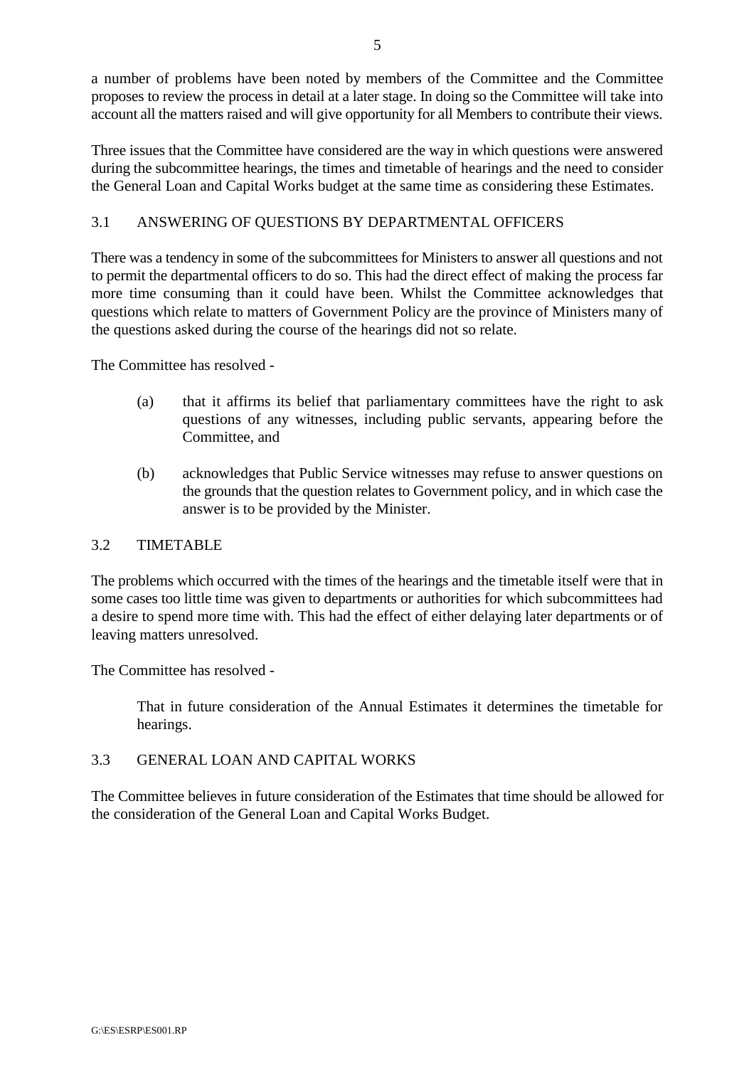a number of problems have been noted by members of the Committee and the Committee proposes to review the process in detail at a later stage. In doing so the Committee will take into account all the matters raised and will give opportunity for all Members to contribute their views.

Three issues that the Committee have considered are the way in which questions were answered during the subcommittee hearings, the times and timetable of hearings and the need to consider the General Loan and Capital Works budget at the same time as considering these Estimates.

## 3.1 ANSWERING OF QUESTIONS BY DEPARTMENTAL OFFICERS

There was a tendency in some of the subcommittees for Ministers to answer all questions and not to permit the departmental officers to do so. This had the direct effect of making the process far more time consuming than it could have been. Whilst the Committee acknowledges that questions which relate to matters of Government Policy are the province of Ministers many of the questions asked during the course of the hearings did not so relate.

The Committee has resolved -

(a) that it affirms its belief that parliamentary committees have the right to ask questions of any witnesses, including public servants, appearing before the Committee, and

(b) acknowledges that Public Service witnesses may refuse to answer questions on the grounds that the question relates to Government policy, and in which case the answer is to be provided by the Minister.

## 3.2 TIMETABLE

The problems which occurred with the times of the hearings and the timetable itself were that in some cases too little time was given to departments or authorities for which subcommittees had a desire to spend more time with. This had the effect of either delaying later departments or of leaving matters unresolved.

The Committee has resolved -

That in future consideration of the Annual Estimates it determines the timetable for hearings.

## 3.3 GENERAL LOAN AND CAPITAL WORKS

The Committee believes in future consideration of the Estimates that time should be allowed for the consideration of the General Loan and Capital Works Budget.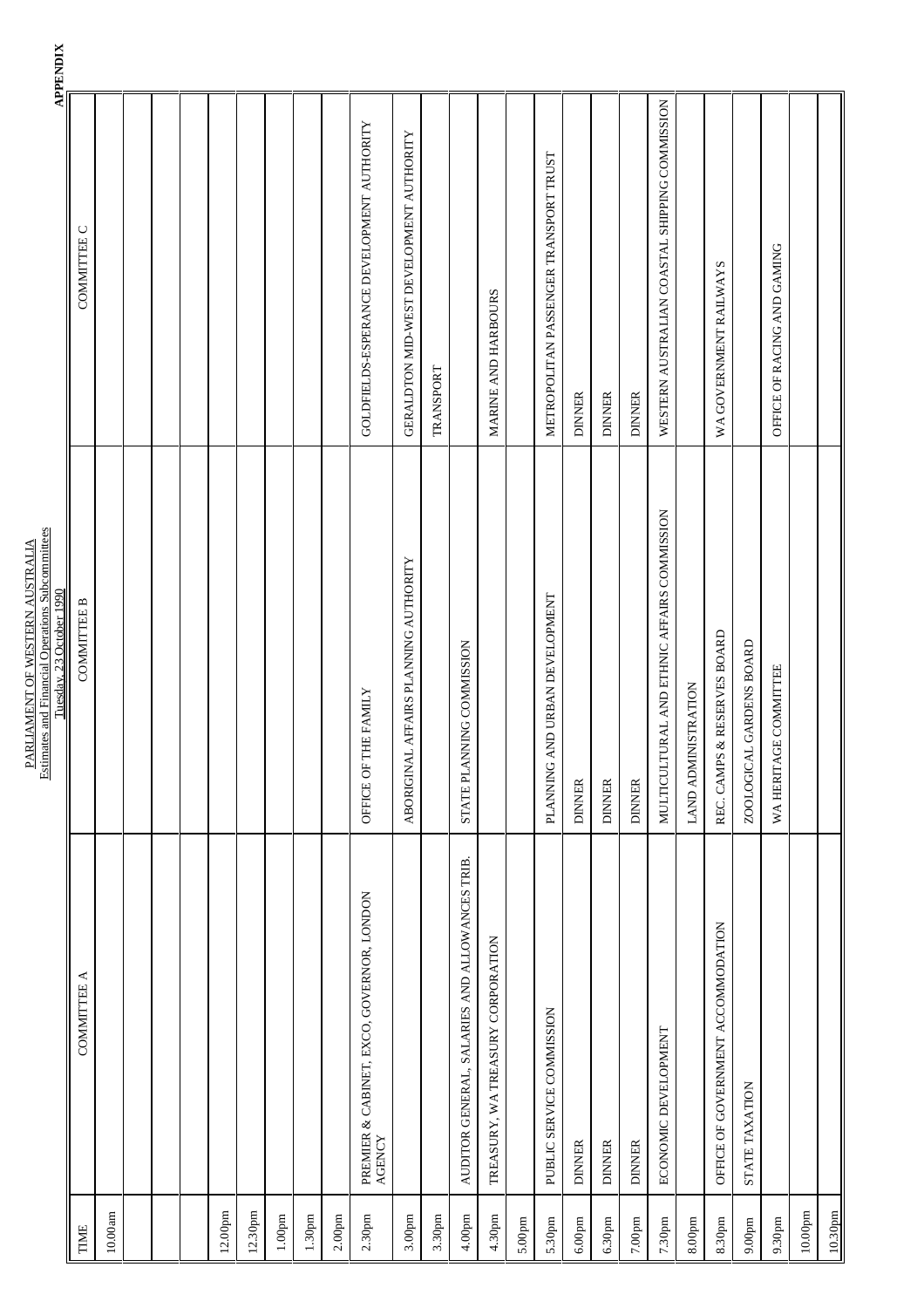**APPENDIX**

PARLIAMENT OF WESTERN AUSTRALIA
Estimates and Financial Operations Subcommittees
Tuesday, 23 October 1990

| TIME | COMMITTEE A | COMMITTEE B | COMMITTEE C |
|---|---|---|---|
| 10.00am | | | |
| | | | |
| | | | |
| | | | |
| 12.00pm | | | |
| 12.30pm | | | |
| 1.00pm | | | |
| 1.30pm | | | |
| 2.00pm | | | |
| 2.30pm | PREMIER & CABINET, EXCO, GOVERNOR, LONDON AGENCY | OFFICE OF THE FAMILY | GOLDFIELDS-ESPERANCE DEVELOPMENT AUTHORITY |
| 3.00pm | | ABORIGINAL AFFAIRS PLANNING AUTHORITY | GERALDTON MID-WEST DEVELOPMENT AUTHORITY |
| 3.30pm | | | TRANSPORT |
| 4.00pm | AUDITOR GENERAL, SALARIES AND ALLOWANCES TRIB. | STATE PLANNING COMMISSION | |
| 4.30pm | TREASURY, WA TREASURY CORPORATION | | MARINE AND HARBOURS |
| 5.00pm | | | |
| 5.30pm | PUBLIC SERVICE COMMISSION | PLANNING AND URBAN DEVELOPMENT | METROPOLITAN PASSENGER TRANSPORT TRUST |
| 6.00pm | DINNER | DINNER | DINNER |
| 6.30pm | DINNER | DINNER | DINNER |
| 7.00pm | DINNER | DINNER | DINNER |
| 7.30pm | ECONOMIC DEVELOPMENT | MULTICULTURAL AND ETHNIC AFFAIRS COMMISSION | WESTERN AUSTRALIAN COASTAL SHIPPING COMMISSION |
| 8.00pm | | LAND ADMINISTRATION | |
| 8.30pm | OFFICE OF GOVERNMENT ACCOMMODATION | REC. CAMPS & RESERVES BOARD | WA GOVERNMENT RAILWAYS |
| 9.00pm | STATE TAXATION | ZOOLOGICAL GARDENS BOARD | |
| 9.30pm | | WA HERITAGE COMMITTEE | OFFICE OF RACING AND GAMING |
| 10.00pm | | | |
| 10.30pm | | | |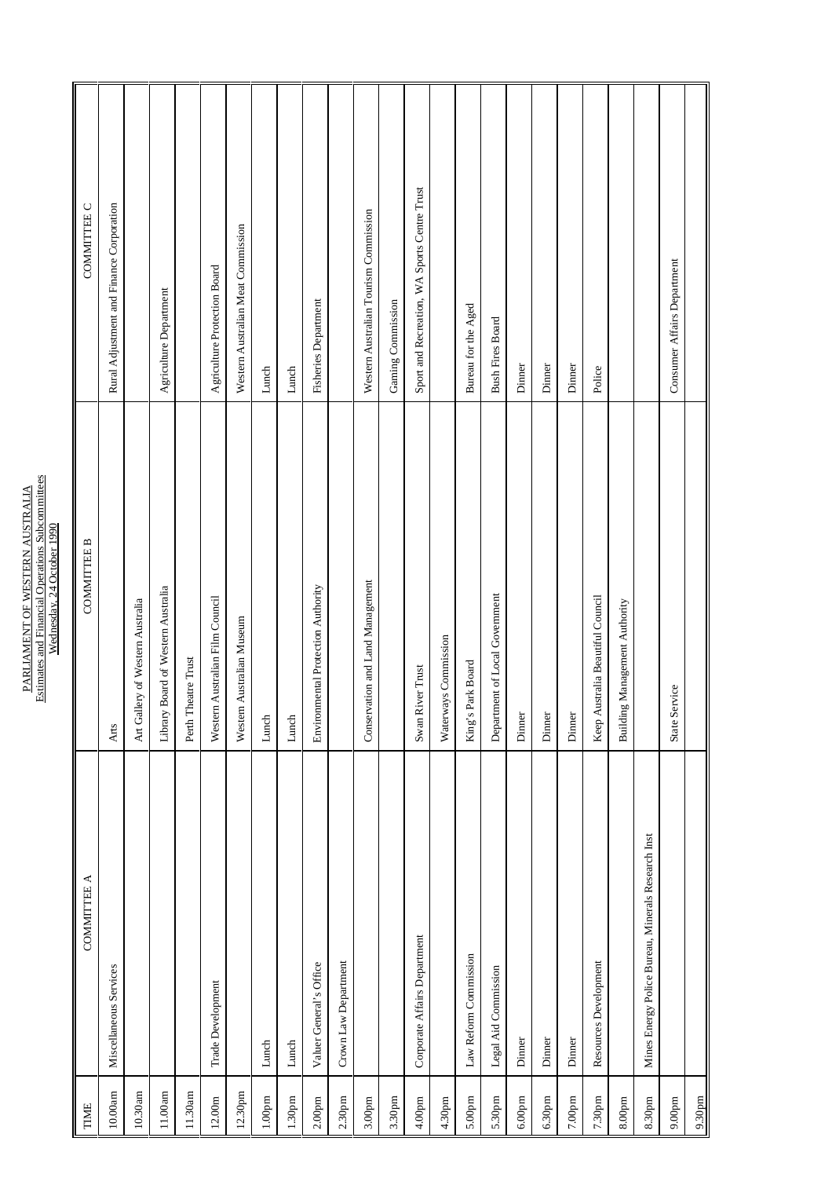PARLIAMENT OF WESTERN AUSTRALIA
Estimates and Financial Operations Subcommittees
Wednesday, 24 October 1990

| TIME | COMMITTEE A | COMMITTEE B | COMMITTEE C |
|---|---|---|---|
| 10.00am | Miscellaneous Services | Arts | Rural Adjustment and Finance Corporation |
| 10.30am | | Art Gallery of Western Australia | |
| 11.00am | | Library Board of Western Australia | Agriculture Department |
| 11.30am | | Perth Theatre Trust | |
| 12.00m | Trade Development | Western Australian Film Council | Agriculture Protection Board |
| 12.30pm | | Western Australian Museum | Western Australian Meat Commission |
| 1.00pm | Lunch | Lunch | Lunch |
| 1.30pm | Lunch | Lunch | Lunch |
| 2.00pm | Valuer General's Office | Environmental Protection Authority | Fisheries Department |
| 2.30pm | Crown Law Department | | |
| 3.00pm | | Conservation and Land Management | Western Australian Tourism Commission |
| 3.30pm | | | Gaming Commission |
| 4.00pm | Corporate Affairs Department | Swan River Trust | Sport and Recreation, WA Sports Centre Trust |
| 4.30pm | | Waterways Commission | |
| 5.00pm | Law Reform Commission | King's Park Board | Bureau for the Aged |
| 5.30pm | Legal Aid Commission | Department of Local Government | Bush Fires Board |
| 6.00pm | Dinner | Dinner | Dinner |
| 6.30pm | Dinner | Dinner | Dinner |
| 7.00pm | Dinner | Dinner | Dinner |
| 7.30pm | Resources Development | Keep Australia Beautiful Council | Police |
| 8.00pm | | Building Management Authority | |
| 8.30pm | Mines Energy Police Bureau, Minerals Research Inst | | |
| 9.00pm | | State Service | Consumer Affairs Department |
| 9.30pm | | | |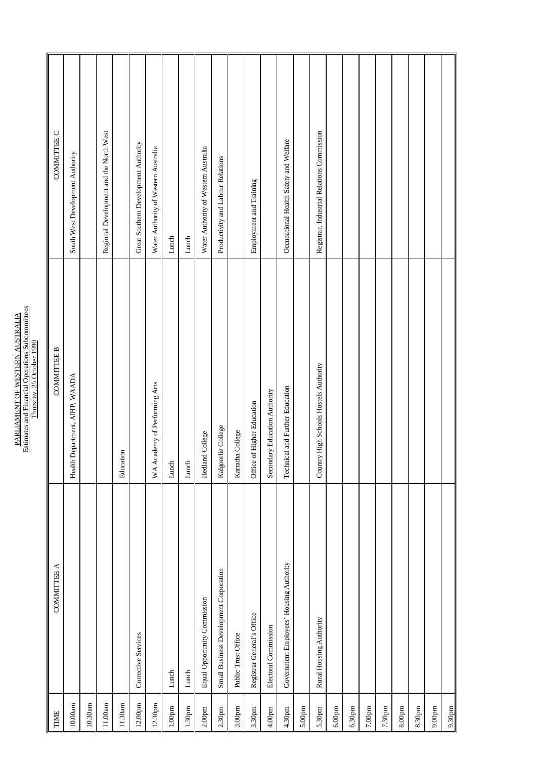PARLIAMENT OF WESTERN AUSTRALIA

Estimates and Financial Operations Subcommittees

Thursday, 25 October 1990

| TIME | COMMITTEE A | COMMITTEE B | COMMITTEE C |
|---|---|---|---|
| 10.00am | | Health Department, AIHP, WAADA | South West Development Authority |
| 10.30am | | | |
| 11.00am | | | Regional Development and the North West |
| 11.30am | | Education | |
| 12.00pm | Corrective Services | | Great Southern Development Authority |
| 12.30pm | | WA Academy of Performing Arts | Water Authority of Western Australia |
| 1.00pm | Lunch | Lunch | Lunch |
| 1.30pm | Lunch | Lunch | Lunch |
| 2.00pm | Equal Opportunity Commission | Hedland College | Water Authority of Western Australia |
| 2.30pm | Small Business Development Corporation | Kalgoorlie College | Productivity and Labour Relations |
| 3.00pm | Public Trust Office | Karratha College | |
| 3.30pm | Registrar General's Office | Office of Higher Education | Employment and Training |
| 4.00pm | Electoral Commission | Secondary Education Authority | |
| 4.30pm | Government Employees' Housing Authority | Technical and Further Education | Occupational Health Safety and Welfare |
| 5.00pm | | | |
| 5.30pm | Rural Housing Authority | Country High Schools Hostels Authority | Registrar, Industrial Relations Commission |
| 6.00pm | | | |
| 6.30pm | | | |
| 7.00pm | | | |
| 7.30pm | | | |
| 8.00pm | | | |
| 8.30pm | | | |
| 9.00pm | | | |
| 9.30pm | | | |